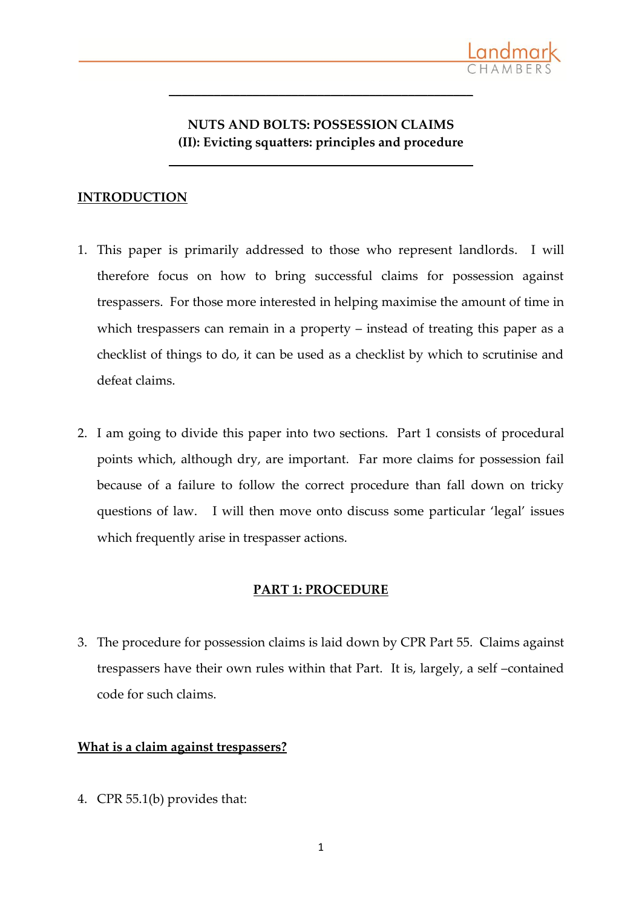# NUTS AND BOLTS: POSSESSION CLAIMS
## (II): Evicting squatters: principles and procedure

## INTRODUCTION

1. This paper is primarily addressed to those who represent landlords. I will therefore focus on how to bring successful claims for possession against trespassers. For those more interested in helping maximise the amount of time in which trespassers can remain in a property – instead of treating this paper as a checklist of things to do, it can be used as a checklist by which to scrutinise and defeat claims.

2. I am going to divide this paper into two sections. Part 1 consists of procedural points which, although dry, are important. Far more claims for possession fail because of a failure to follow the correct procedure than fall down on tricky questions of law. I will then move onto discuss some particular 'legal' issues which frequently arise in trespasser actions.

## PART 1: PROCEDURE

3. The procedure for possession claims is laid down by CPR Part 55. Claims against trespassers have their own rules within that Part. It is, largely, a self –contained code for such claims.

### What is a claim against trespassers?

4. CPR 55.1(b) provides that: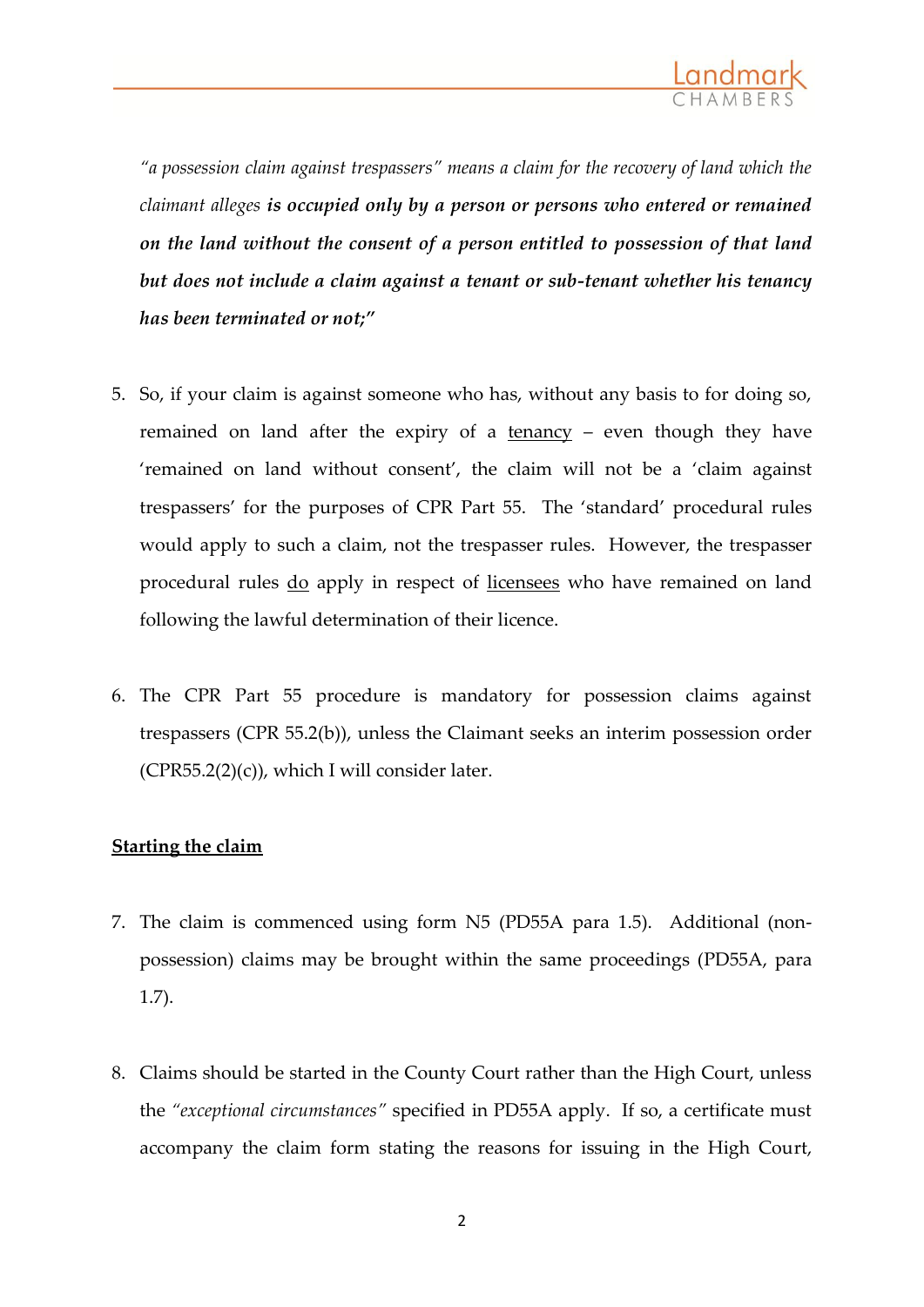*"a possession claim against trespassers" means a claim for the recovery of land which the claimant alleges* ***is occupied only by a person or persons who entered or remained on the land without the consent of a person entitled to possession of that land but does not include a claim against a tenant or sub-tenant whether his tenancy has been terminated or not;"***

5. So, if your claim is against someone who has, without any basis to for doing so, remained on land after the expiry of a <u>tenancy</u> – even though they have 'remained on land without consent', the claim will not be a 'claim against trespassers' for the purposes of CPR Part 55. The 'standard' procedural rules would apply to such a claim, not the trespasser rules. However, the trespasser procedural rules <u>do</u> apply in respect of <u>licensees</u> who have remained on land following the lawful determination of their licence.

6. The CPR Part 55 procedure is mandatory for possession claims against trespassers (CPR 55.2(b)), unless the Claimant seeks an interim possession order (CPR55.2(2)(c)), which I will consider later.

**<u>Starting the claim</u>**

7. The claim is commenced using form N5 (PD55A para 1.5). Additional (non-possession) claims may be brought within the same proceedings (PD55A, para 1.7).

8. Claims should be started in the County Court rather than the High Court, unless the *"exceptional circumstances"* specified in PD55A apply. If so, a certificate must accompany the claim form stating the reasons for issuing in the High Court,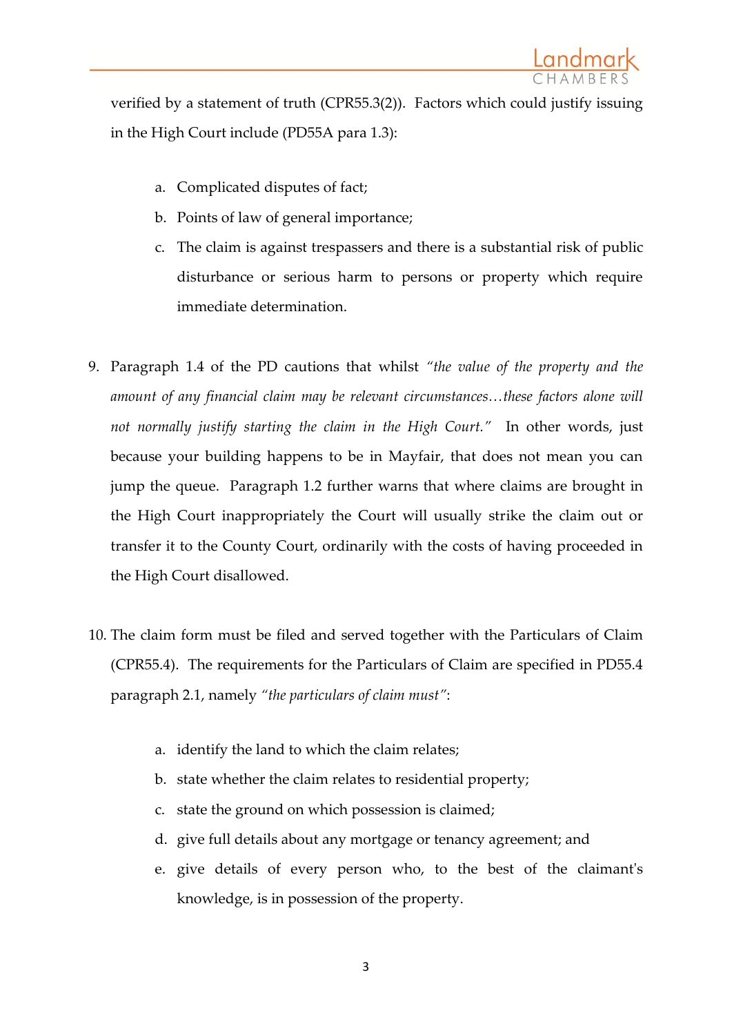verified by a statement of truth (CPR55.3(2)). Factors which could justify issuing in the High Court include (PD55A para 1.3):

a. Complicated disputes of fact;
b. Points of law of general importance;
c. The claim is against trespassers and there is a substantial risk of public disturbance or serious harm to persons or property which require immediate determination.

9. Paragraph 1.4 of the PD cautions that whilst *"the value of the property and the amount of any financial claim may be relevant circumstances…these factors alone will not normally justify starting the claim in the High Court."* In other words, just because your building happens to be in Mayfair, that does not mean you can jump the queue. Paragraph 1.2 further warns that where claims are brought in the High Court inappropriately the Court will usually strike the claim out or transfer it to the County Court, ordinarily with the costs of having proceeded in the High Court disallowed.

10. The claim form must be filed and served together with the Particulars of Claim (CPR55.4). The requirements for the Particulars of Claim are specified in PD55.4 paragraph 2.1, namely *"the particulars of claim must"*:

a. identify the land to which the claim relates;
b. state whether the claim relates to residential property;
c. state the ground on which possession is claimed;
d. give full details about any mortgage or tenancy agreement; and
e. give details of every person who, to the best of the claimant's knowledge, is in possession of the property.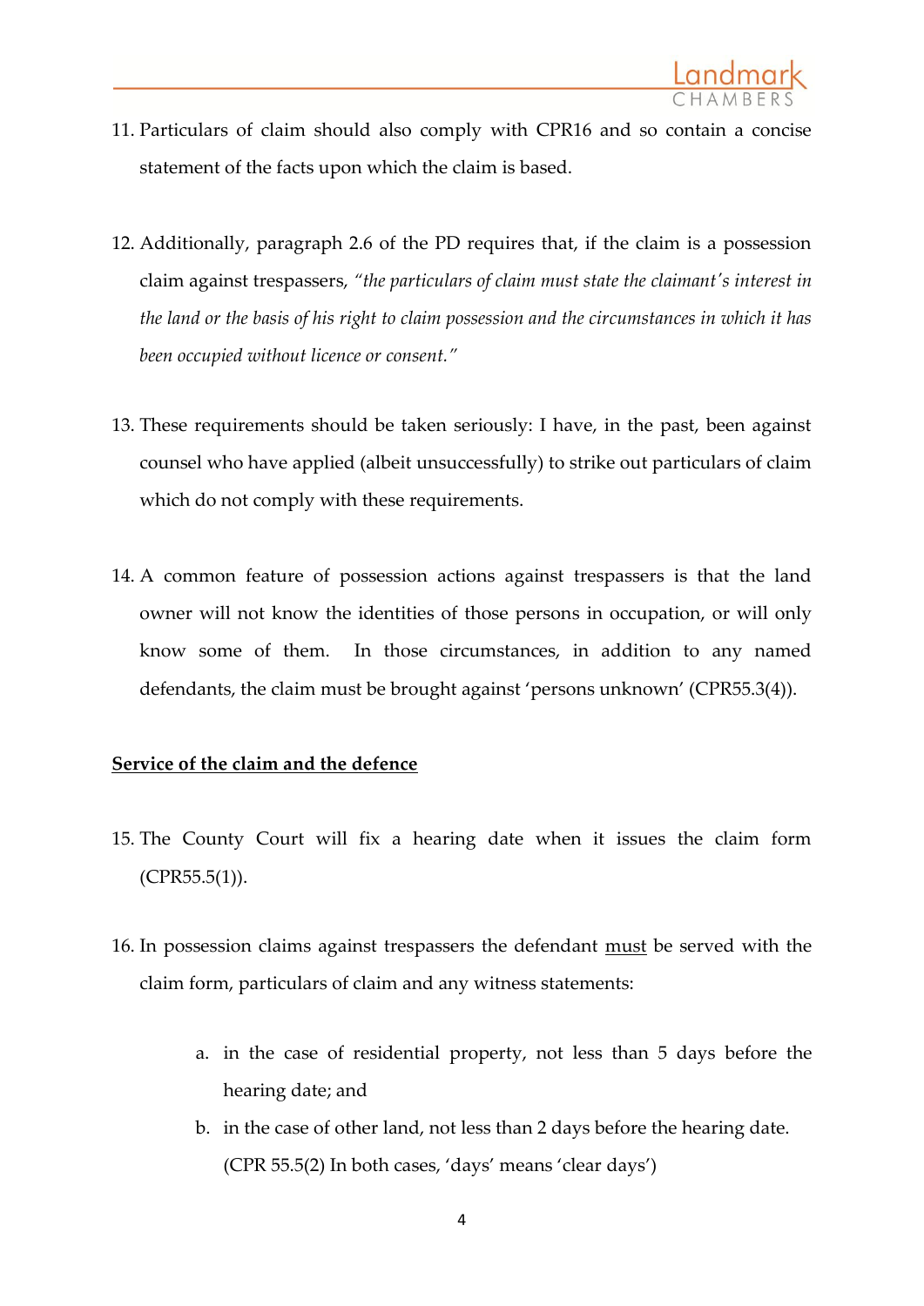11. Particulars of claim should also comply with CPR16 and so contain a concise statement of the facts upon which the claim is based.

12. Additionally, paragraph 2.6 of the PD requires that, if the claim is a possession claim against trespassers, *"the particulars of claim must state the claimant's interest in the land or the basis of his right to claim possession and the circumstances in which it has been occupied without licence or consent."*

13. These requirements should be taken seriously: I have, in the past, been against counsel who have applied (albeit unsuccessfully) to strike out particulars of claim which do not comply with these requirements.

14. A common feature of possession actions against trespassers is that the land owner will not know the identities of those persons in occupation, or will only know some of them. In those circumstances, in addition to any named defendants, the claim must be brought against 'persons unknown' (CPR55.3(4)).

**Service of the claim and the defence**

15. The County Court will fix a hearing date when it issues the claim form (CPR55.5(1)).

16. In possession claims against trespassers the defendant must be served with the claim form, particulars of claim and any witness statements:

    a. in the case of residential property, not less than 5 days before the hearing date; and
    b. in the case of other land, not less than 2 days before the hearing date. (CPR 55.5(2) In both cases, 'days' means 'clear days')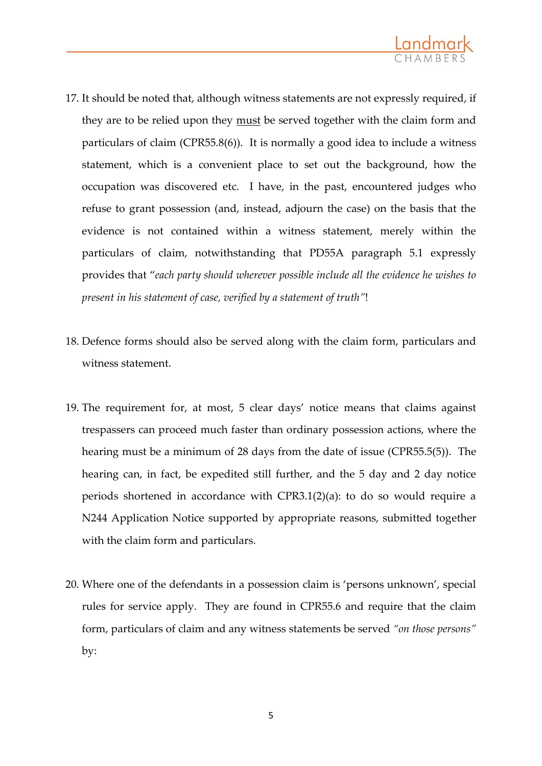17. It should be noted that, although witness statements are not expressly required, if they are to be relied upon they <u>must</u> be served together with the claim form and particulars of claim (CPR55.8(6)). It is normally a good idea to include a witness statement, which is a convenient place to set out the background, how the occupation was discovered etc. I have, in the past, encountered judges who refuse to grant possession (and, instead, adjourn the case) on the basis that the evidence is not contained within a witness statement, merely within the particulars of claim, notwithstanding that PD55A paragraph 5.1 expressly provides that "*each party should wherever possible include all the evidence he wishes to present in his statement of case, verified by a statement of truth*"!

18. Defence forms should also be served along with the claim form, particulars and witness statement.

19. The requirement for, at most, 5 clear days' notice means that claims against trespassers can proceed much faster than ordinary possession actions, where the hearing must be a minimum of 28 days from the date of issue (CPR55.5(5)). The hearing can, in fact, be expedited still further, and the 5 day and 2 day notice periods shortened in accordance with CPR3.1(2)(a): to do so would require a N244 Application Notice supported by appropriate reasons, submitted together with the claim form and particulars.

20. Where one of the defendants in a possession claim is 'persons unknown', special rules for service apply. They are found in CPR55.6 and require that the claim form, particulars of claim and any witness statements be served *"on those persons"* by: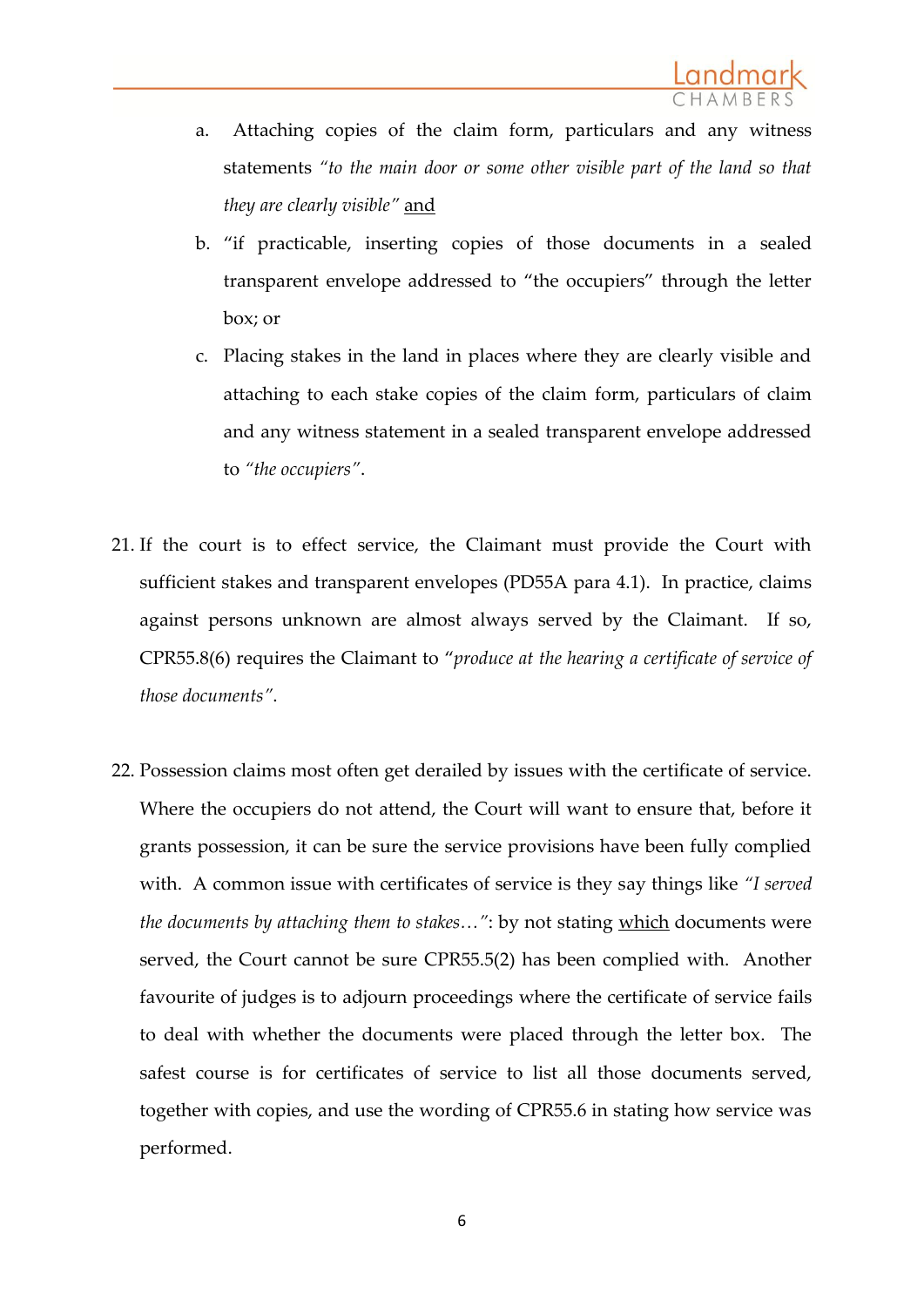a. Attaching copies of the claim form, particulars and any witness statements *"to the main door or some other visible part of the land so that they are clearly visible"* and

b. "if practicable, inserting copies of those documents in a sealed transparent envelope addressed to "the occupiers" through the letter box; or

c. Placing stakes in the land in places where they are clearly visible and attaching to each stake copies of the claim form, particulars of claim and any witness statement in a sealed transparent envelope addressed to *"the occupiers"*.

21. If the court is to effect service, the Claimant must provide the Court with sufficient stakes and transparent envelopes (PD55A para 4.1). In practice, claims against persons unknown are almost always served by the Claimant. If so, CPR55.8(6) requires the Claimant to "*produce at the hearing a certificate of service of those documents"*.

22. Possession claims most often get derailed by issues with the certificate of service. Where the occupiers do not attend, the Court will want to ensure that, before it grants possession, it can be sure the service provisions have been fully complied with. A common issue with certificates of service is they say things like *"I served the documents by attaching them to stakes…"*: by not stating which documents were served, the Court cannot be sure CPR55.5(2) has been complied with. Another favourite of judges is to adjourn proceedings where the certificate of service fails to deal with whether the documents were placed through the letter box. The safest course is for certificates of service to list all those documents served, together with copies, and use the wording of CPR55.6 in stating how service was performed.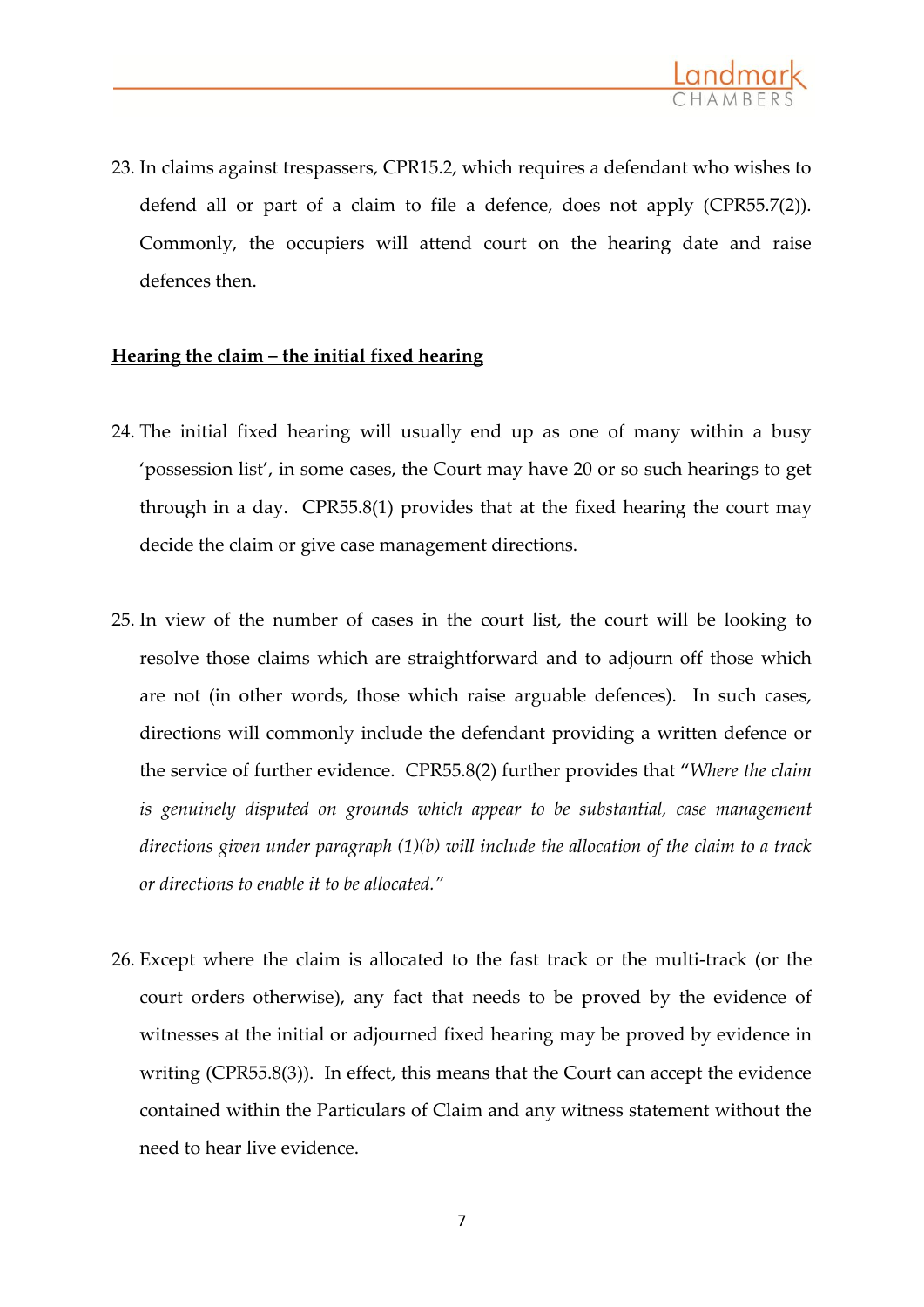23. In claims against trespassers, CPR15.2, which requires a defendant who wishes to defend all or part of a claim to file a defence, does not apply (CPR55.7(2)). Commonly, the occupiers will attend court on the hearing date and raise defences then.

**<u>Hearing the claim – the initial fixed hearing</u>**

24. The initial fixed hearing will usually end up as one of many within a busy 'possession list', in some cases, the Court may have 20 or so such hearings to get through in a day. CPR55.8(1) provides that at the fixed hearing the court may decide the claim or give case management directions.

25. In view of the number of cases in the court list, the court will be looking to resolve those claims which are straightforward and to adjourn off those which are not (in other words, those which raise arguable defences). In such cases, directions will commonly include the defendant providing a written defence or the service of further evidence. CPR55.8(2) further provides that "*Where the claim is genuinely disputed on grounds which appear to be substantial, case management directions given under paragraph (1)(b) will include the allocation of the claim to a track or directions to enable it to be allocated.*"

26. Except where the claim is allocated to the fast track or the multi-track (or the court orders otherwise), any fact that needs to be proved by the evidence of witnesses at the initial or adjourned fixed hearing may be proved by evidence in writing (CPR55.8(3)). In effect, this means that the Court can accept the evidence contained within the Particulars of Claim and any witness statement without the need to hear live evidence.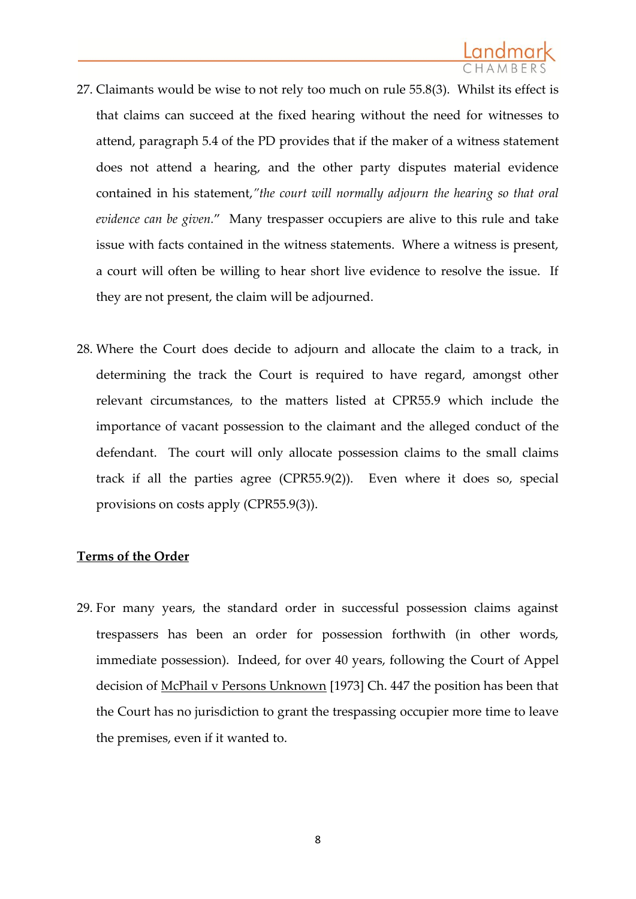27. Claimants would be wise to not rely too much on rule 55.8(3). Whilst its effect is that claims can succeed at the fixed hearing without the need for witnesses to attend, paragraph 5.4 of the PD provides that if the maker of a witness statement does not attend a hearing, and the other party disputes material evidence contained in his statement,*"the court will normally adjourn the hearing so that oral evidence can be given.*" Many trespasser occupiers are alive to this rule and take issue with facts contained in the witness statements. Where a witness is present, a court will often be willing to hear short live evidence to resolve the issue. If they are not present, the claim will be adjourned.

28. Where the Court does decide to adjourn and allocate the claim to a track, in determining the track the Court is required to have regard, amongst other relevant circumstances, to the matters listed at CPR55.9 which include the importance of vacant possession to the claimant and the alleged conduct of the defendant. The court will only allocate possession claims to the small claims track if all the parties agree (CPR55.9(2)). Even where it does so, special provisions on costs apply (CPR55.9(3)).

**<u>Terms of the Order</u>**

29. For many years, the standard order in successful possession claims against trespassers has been an order for possession forthwith (in other words, immediate possession). Indeed, for over 40 years, following the Court of Appel decision of <u>McPhail v Persons Unknown</u> [1973] Ch. 447 the position has been that the Court has no jurisdiction to grant the trespassing occupier more time to leave the premises, even if it wanted to.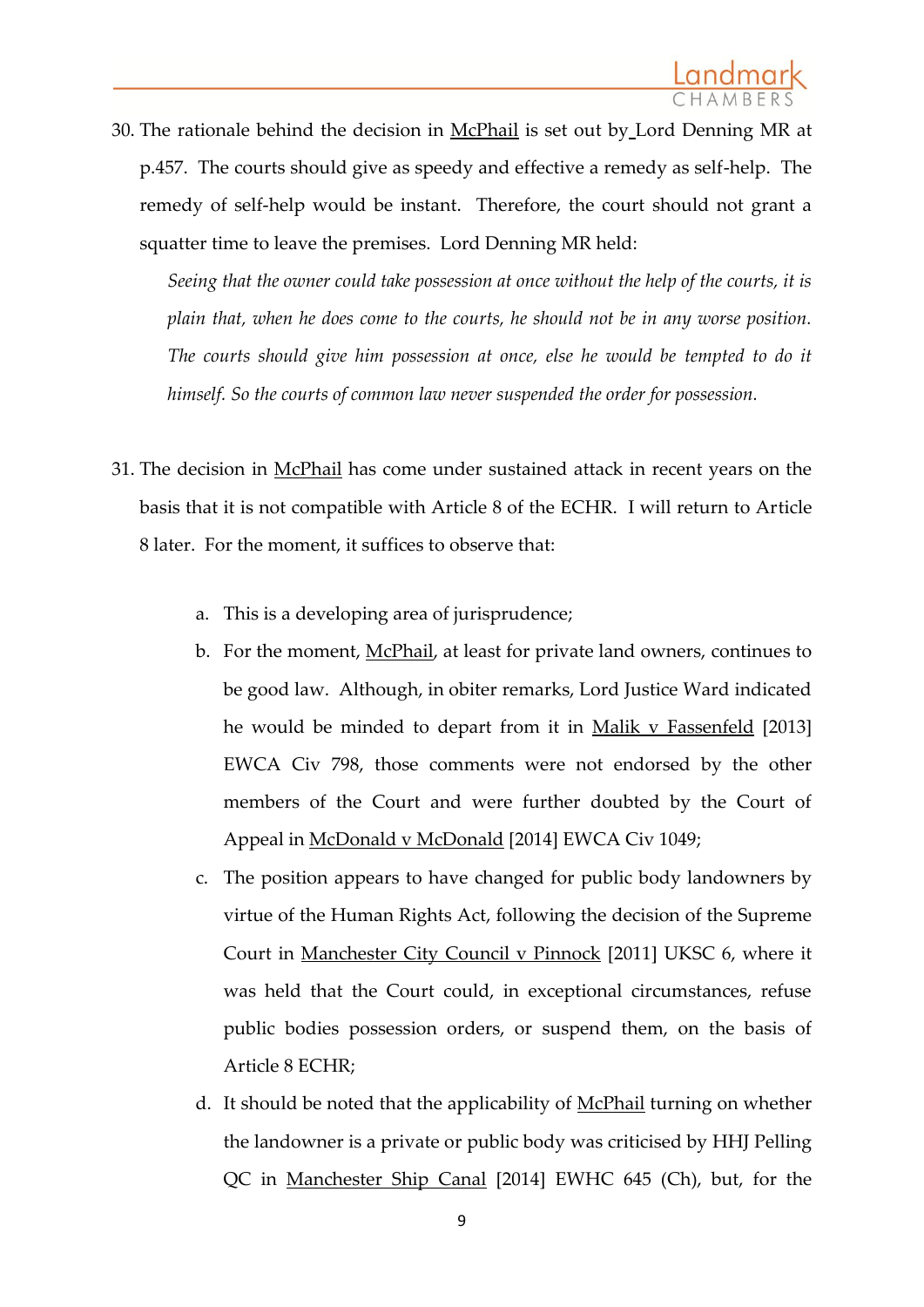30. The rationale behind the decision in McPhail is set out by Lord Denning MR at p.457. The courts should give as speedy and effective a remedy as self-help. The remedy of self-help would be instant. Therefore, the court should not grant a squatter time to leave the premises. Lord Denning MR held:

    *Seeing that the owner could take possession at once without the help of the courts, it is plain that, when he does come to the courts, he should not be in any worse position. The courts should give him possession at once, else he would be tempted to do it himself. So the courts of common law never suspended the order for possession.*

31. The decision in McPhail has come under sustained attack in recent years on the basis that it is not compatible with Article 8 of the ECHR. I will return to Article 8 later. For the moment, it suffices to observe that:

    a. This is a developing area of jurisprudence;

    b. For the moment, McPhail, at least for private land owners, continues to be good law. Although, in obiter remarks, Lord Justice Ward indicated he would be minded to depart from it in Malik v Fassenfeld [2013] EWCA Civ 798, those comments were not endorsed by the other members of the Court and were further doubted by the Court of Appeal in McDonald v McDonald [2014] EWCA Civ 1049;

    c. The position appears to have changed for public body landowners by virtue of the Human Rights Act, following the decision of the Supreme Court in Manchester City Council v Pinnock [2011] UKSC 6, where it was held that the Court could, in exceptional circumstances, refuse public bodies possession orders, or suspend them, on the basis of Article 8 ECHR;

    d. It should be noted that the applicability of McPhail turning on whether the landowner is a private or public body was criticised by HHJ Pelling QC in Manchester Ship Canal [2014] EWHC 645 (Ch), but, for the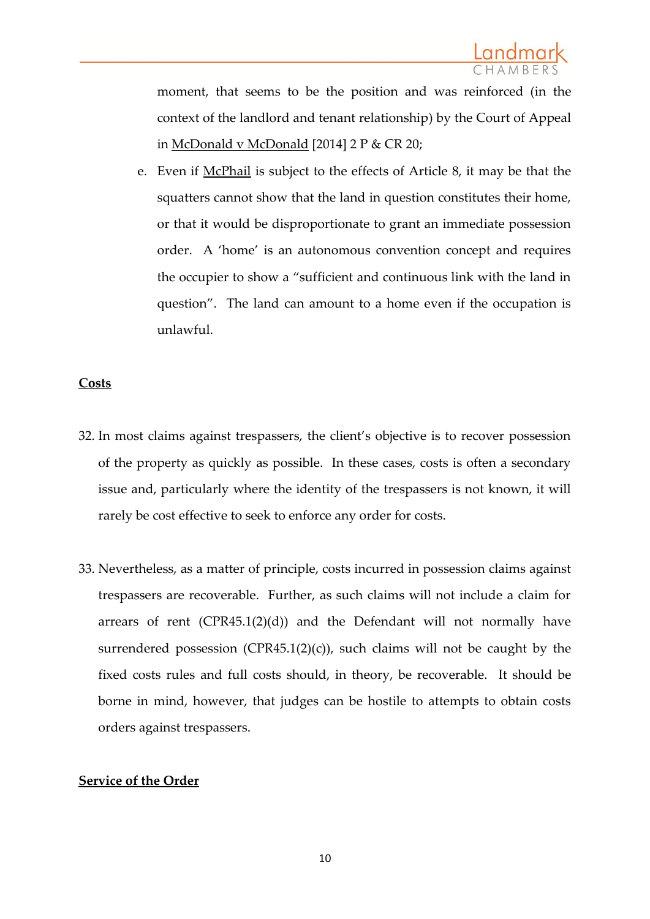moment, that seems to be the position and was reinforced (in the context of the landlord and tenant relationship) by the Court of Appeal in McDonald v McDonald [2014] 2 P & CR 20;

e. Even if McPhail is subject to the effects of Article 8, it may be that the squatters cannot show that the land in question constitutes their home, or that it would be disproportionate to grant an immediate possession order. A 'home' is an autonomous convention concept and requires the occupier to show a "sufficient and continuous link with the land in question". The land can amount to a home even if the occupation is unlawful.

**Costs**

32. In most claims against trespassers, the client's objective is to recover possession of the property as quickly as possible. In these cases, costs is often a secondary issue and, particularly where the identity of the trespassers is not known, it will rarely be cost effective to seek to enforce any order for costs.

33. Nevertheless, as a matter of principle, costs incurred in possession claims against trespassers are recoverable. Further, as such claims will not include a claim for arrears of rent (CPR45.1(2)(d)) and the Defendant will not normally have surrendered possession (CPR45.1(2)(c)), such claims will not be caught by the fixed costs rules and full costs should, in theory, be recoverable. It should be borne in mind, however, that judges can be hostile to attempts to obtain costs orders against trespassers.

**Service of the Order**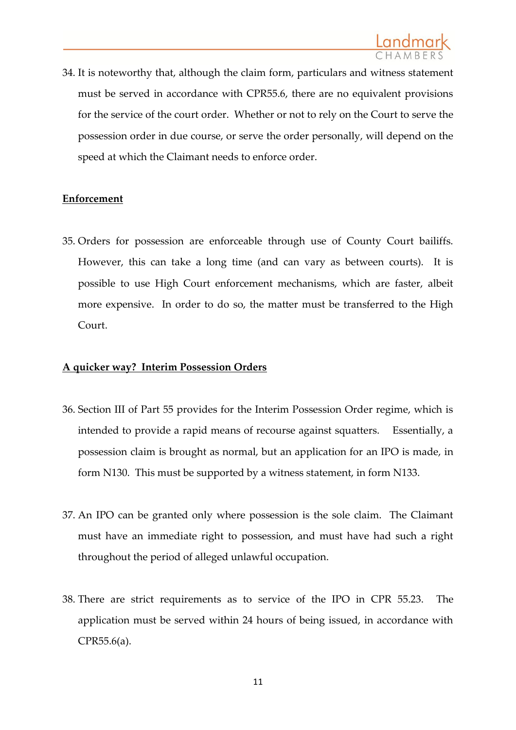34. It is noteworthy that, although the claim form, particulars and witness statement must be served in accordance with CPR55.6, there are no equivalent provisions for the service of the court order. Whether or not to rely on the Court to serve the possession order in due course, or serve the order personally, will depend on the speed at which the Claimant needs to enforce order.

**Enforcement**

35. Orders for possession are enforceable through use of County Court bailiffs. However, this can take a long time (and can vary as between courts). It is possible to use High Court enforcement mechanisms, which are faster, albeit more expensive. In order to do so, the matter must be transferred to the High Court.

**A quicker way? Interim Possession Orders**

36. Section III of Part 55 provides for the Interim Possession Order regime, which is intended to provide a rapid means of recourse against squatters. Essentially, a possession claim is brought as normal, but an application for an IPO is made, in form N130. This must be supported by a witness statement, in form N133.

37. An IPO can be granted only where possession is the sole claim. The Claimant must have an immediate right to possession, and must have had such a right throughout the period of alleged unlawful occupation.

38. There are strict requirements as to service of the IPO in CPR 55.23. The application must be served within 24 hours of being issued, in accordance with CPR55.6(a).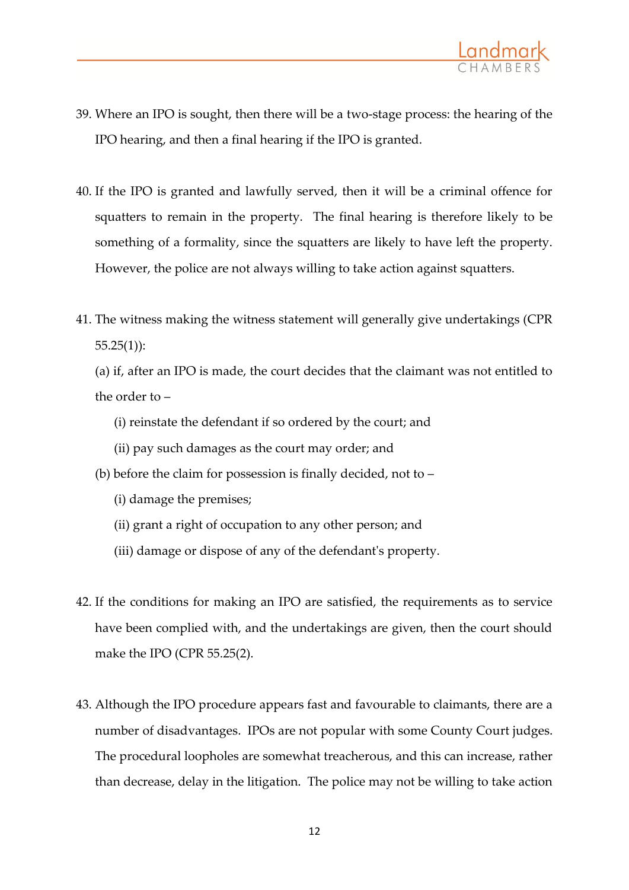39. Where an IPO is sought, then there will be a two-stage process: the hearing of the IPO hearing, and then a final hearing if the IPO is granted.

40. If the IPO is granted and lawfully served, then it will be a criminal offence for squatters to remain in the property. The final hearing is therefore likely to be something of a formality, since the squatters are likely to have left the property. However, the police are not always willing to take action against squatters.

41. The witness making the witness statement will generally give undertakings (CPR 55.25(1)):

    (a) if, after an IPO is made, the court decides that the claimant was not entitled to the order to –

    - (i) reinstate the defendant if so ordered by the court; and
    - (ii) pay such damages as the court may order; and

    (b) before the claim for possession is finally decided, not to –

    - (i) damage the premises;
    - (ii) grant a right of occupation to any other person; and
    - (iii) damage or dispose of any of the defendant's property.

42. If the conditions for making an IPO are satisfied, the requirements as to service have been complied with, and the undertakings are given, then the court should make the IPO (CPR 55.25(2).

43. Although the IPO procedure appears fast and favourable to claimants, there are a number of disadvantages. IPOs are not popular with some County Court judges. The procedural loopholes are somewhat treacherous, and this can increase, rather than decrease, delay in the litigation. The police may not be willing to take action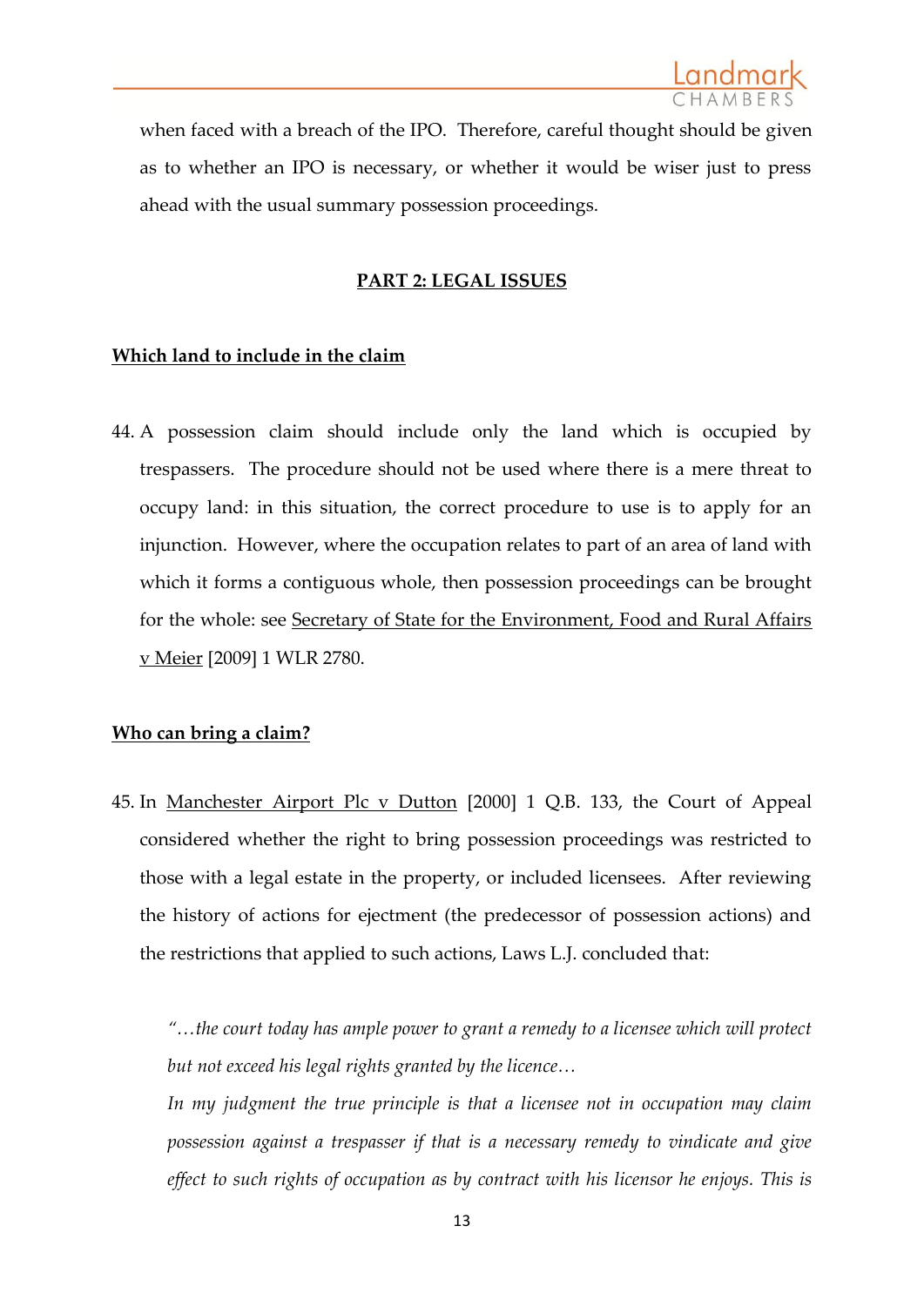when faced with a breach of the IPO. Therefore, careful thought should be given as to whether an IPO is necessary, or whether it would be wiser just to press ahead with the usual summary possession proceedings.

## PART 2: LEGAL ISSUES

### Which land to include in the claim

44. A possession claim should include only the land which is occupied by trespassers. The procedure should not be used where there is a mere threat to occupy land: in this situation, the correct procedure to use is to apply for an injunction. However, where the occupation relates to part of an area of land with which it forms a contiguous whole, then possession proceedings can be brought for the whole: see Secretary of State for the Environment, Food and Rural Affairs v Meier [2009] 1 WLR 2780.

### Who can bring a claim?

45. In Manchester Airport Plc v Dutton [2000] 1 Q.B. 133, the Court of Appeal considered whether the right to bring possession proceedings was restricted to those with a legal estate in the property, or included licensees. After reviewing the history of actions for ejectment (the predecessor of possession actions) and the restrictions that applied to such actions, Laws L.J. concluded that:

> *"…the court today has ample power to grant a remedy to a licensee which will protect but not exceed his legal rights granted by the licence…*
>
> *In my judgment the true principle is that a licensee not in occupation may claim possession against a trespasser if that is a necessary remedy to vindicate and give effect to such rights of occupation as by contract with his licensor he enjoys. This is*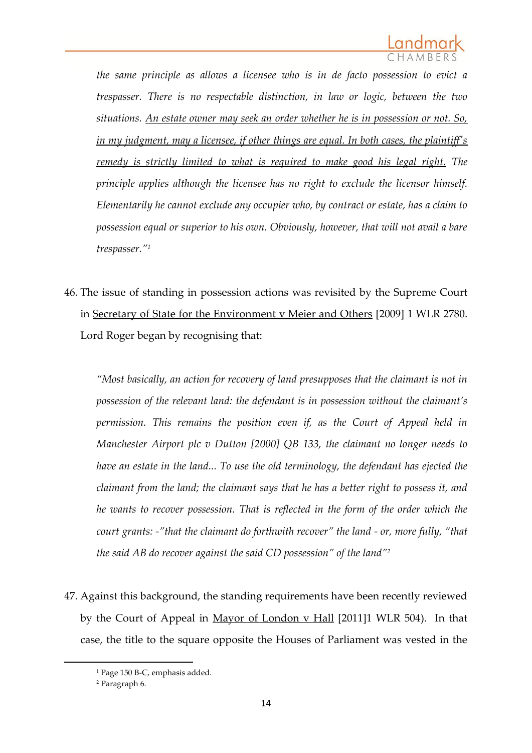*the same principle as allows a licensee who is in de facto possession to evict a trespasser. There is no respectable distinction, in law or logic, between the two situations. An estate owner may seek an order whether he is in possession or not. So, in my judgment, may a licensee, if other things are equal. In both cases, the plaintiff's remedy is strictly limited to what is required to make good his legal right. The principle applies although the licensee has no right to exclude the licensor himself. Elementarily he cannot exclude any occupier who, by contract or estate, has a claim to possession equal or superior to his own. Obviously, however, that will not avail a bare trespasser."*[1]

46. The issue of standing in possession actions was revisited by the Supreme Court in Secretary of State for the Environment v Meier and Others [2009] 1 WLR 2780. Lord Roger began by recognising that:

> *"Most basically, an action for recovery of land presupposes that the claimant is not in possession of the relevant land: the defendant is in possession without the claimant's permission. This remains the position even if, as the Court of Appeal held in Manchester Airport plc v Dutton [2000] QB 133, the claimant no longer needs to have an estate in the land... To use the old terminology, the defendant has ejected the claimant from the land; the claimant says that he has a better right to possess it, and he wants to recover possession. That is reflected in the form of the order which the court grants: -"that the claimant do forthwith recover" the land - or, more fully, "that the said AB do recover against the said CD possession" of the land"*[2]

47. Against this background, the standing requirements have been recently reviewed by the Court of Appeal in Mayor of London v Hall [2011]1 WLR 504). In that case, the title to the square opposite the Houses of Parliament was vested in the

---

[1] Page 150 B-C, emphasis added.

[2] Paragraph 6.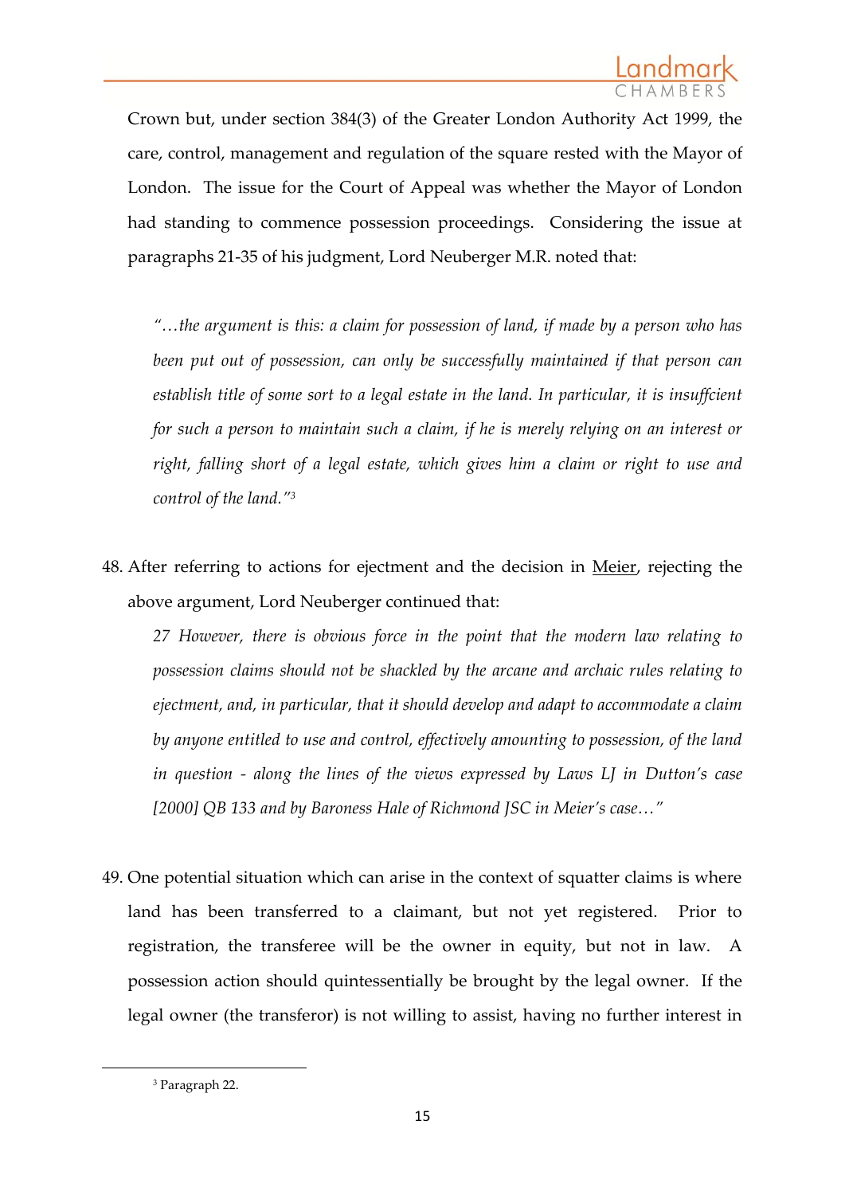Crown but, under section 384(3) of the Greater London Authority Act 1999, the care, control, management and regulation of the square rested with the Mayor of London. The issue for the Court of Appeal was whether the Mayor of London had standing to commence possession proceedings. Considering the issue at paragraphs 21-35 of his judgment, Lord Neuberger M.R. noted that:

> *"…the argument is this: a claim for possession of land, if made by a person who has been put out of possession, can only be successfully maintained if that person can establish title of some sort to a legal estate in the land. In particular, it is insuffcient for such a person to maintain such a claim, if he is merely relying on an interest or right, falling short of a legal estate, which gives him a claim or right to use and control of the land."*[3]

48. After referring to actions for ejectment and the decision in <u>Meier</u>, rejecting the above argument, Lord Neuberger continued that:

> *27 However, there is obvious force in the point that the modern law relating to possession claims should not be shackled by the arcane and archaic rules relating to ejectment, and, in particular, that it should develop and adapt to accommodate a claim by anyone entitled to use and control, effectively amounting to possession, of the land in question - along the lines of the views expressed by Laws LJ in Dutton's case [2000] QB 133 and by Baroness Hale of Richmond JSC in Meier's case…"*

49. One potential situation which can arise in the context of squatter claims is where land has been transferred to a claimant, but not yet registered. Prior to registration, the transferee will be the owner in equity, but not in law. A possession action should quintessentially be brought by the legal owner. If the legal owner (the transferor) is not willing to assist, having no further interest in

---

[3] Paragraph 22.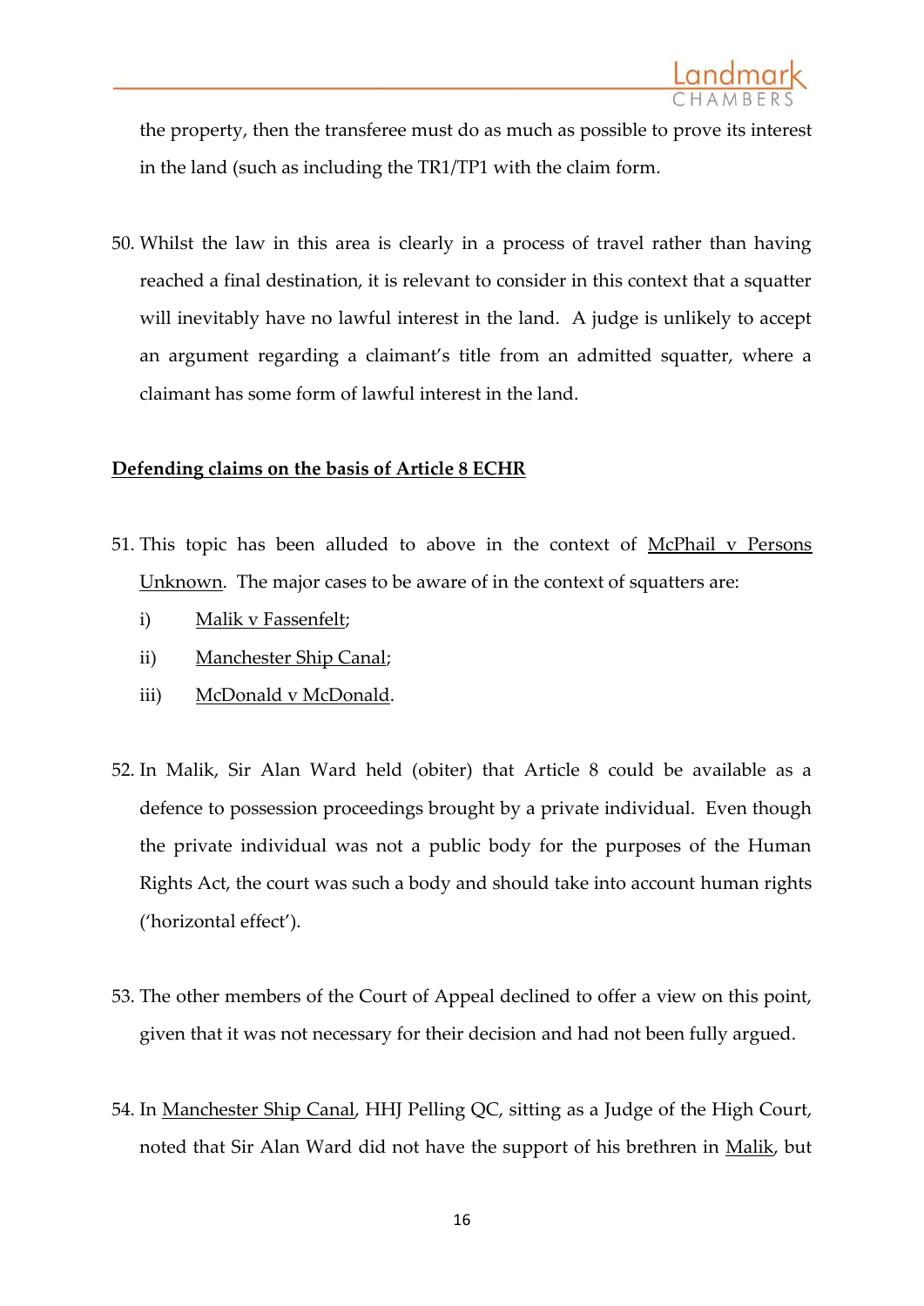the property, then the transferee must do as much as possible to prove its interest in the land (such as including the TR1/TP1 with the claim form.

50. Whilst the law in this area is clearly in a process of travel rather than having reached a final destination, it is relevant to consider in this context that a squatter will inevitably have no lawful interest in the land. A judge is unlikely to accept an argument regarding a claimant's title from an admitted squatter, where a claimant has some form of lawful interest in the land.

**Defending claims on the basis of Article 8 ECHR**

51. This topic has been alluded to above in the context of McPhail v Persons Unknown. The major cases to be aware of in the context of squatters are:
    i) Malik v Fassenfelt;
    ii) Manchester Ship Canal;
    iii) McDonald v McDonald.

52. In Malik, Sir Alan Ward held (obiter) that Article 8 could be available as a defence to possession proceedings brought by a private individual. Even though the private individual was not a public body for the purposes of the Human Rights Act, the court was such a body and should take into account human rights ('horizontal effect').

53. The other members of the Court of Appeal declined to offer a view on this point, given that it was not necessary for their decision and had not been fully argued.

54. In Manchester Ship Canal, HHJ Pelling QC, sitting as a Judge of the High Court, noted that Sir Alan Ward did not have the support of his brethren in Malik, but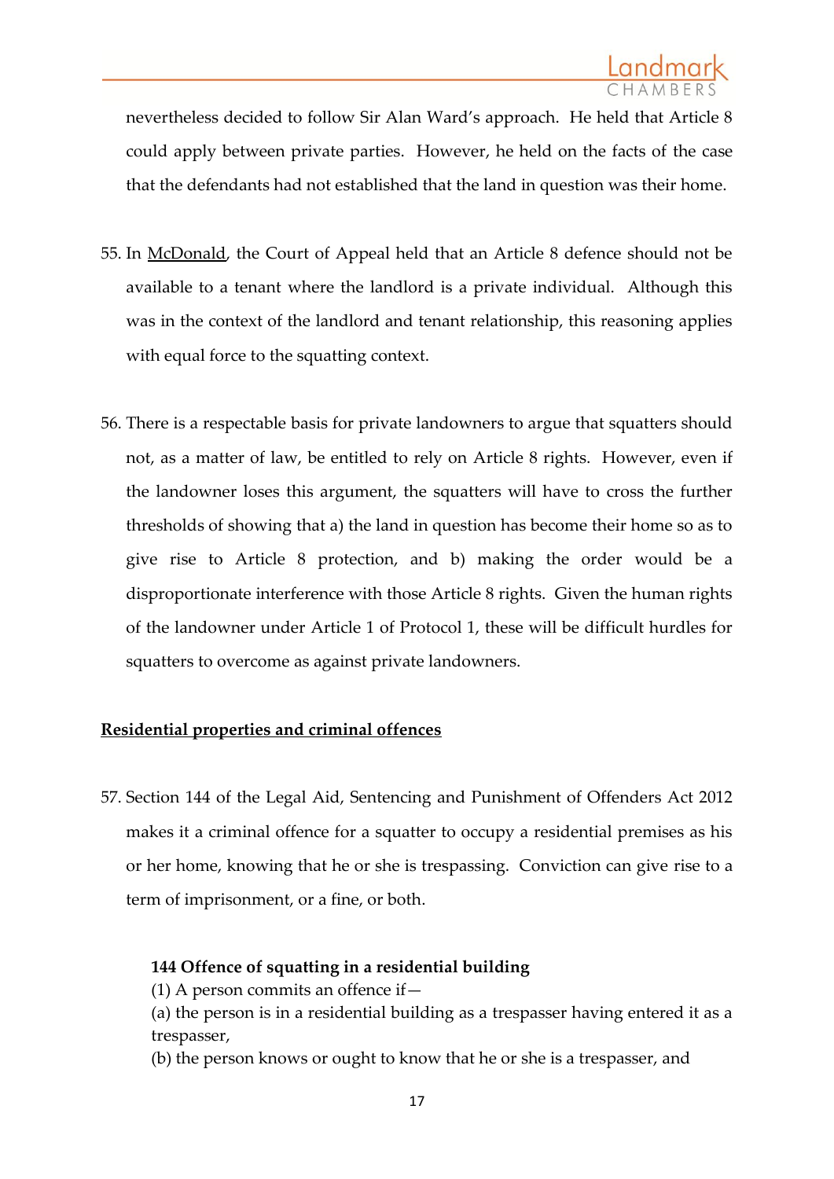nevertheless decided to follow Sir Alan Ward's approach. He held that Article 8 could apply between private parties. However, he held on the facts of the case that the defendants had not established that the land in question was their home.

55. In <u>McDonald</u>, the Court of Appeal held that an Article 8 defence should not be available to a tenant where the landlord is a private individual. Although this was in the context of the landlord and tenant relationship, this reasoning applies with equal force to the squatting context.

56. There is a respectable basis for private landowners to argue that squatters should not, as a matter of law, be entitled to rely on Article 8 rights. However, even if the landowner loses this argument, the squatters will have to cross the further thresholds of showing that a) the land in question has become their home so as to give rise to Article 8 protection, and b) making the order would be a disproportionate interference with those Article 8 rights. Given the human rights of the landowner under Article 1 of Protocol 1, these will be difficult hurdles for squatters to overcome as against private landowners.

## <u>Residential properties and criminal offences</u>

57. Section 144 of the Legal Aid, Sentencing and Punishment of Offenders Act 2012 makes it a criminal offence for a squatter to occupy a residential premises as his or her home, knowing that he or she is trespassing. Conviction can give rise to a term of imprisonment, or a fine, or both.

> **144 Offence of squatting in a residential building**
> (1) A person commits an offence if—
> (a) the person is in a residential building as a trespasser having entered it as a trespasser,
> (b) the person knows or ought to know that he or she is a trespasser, and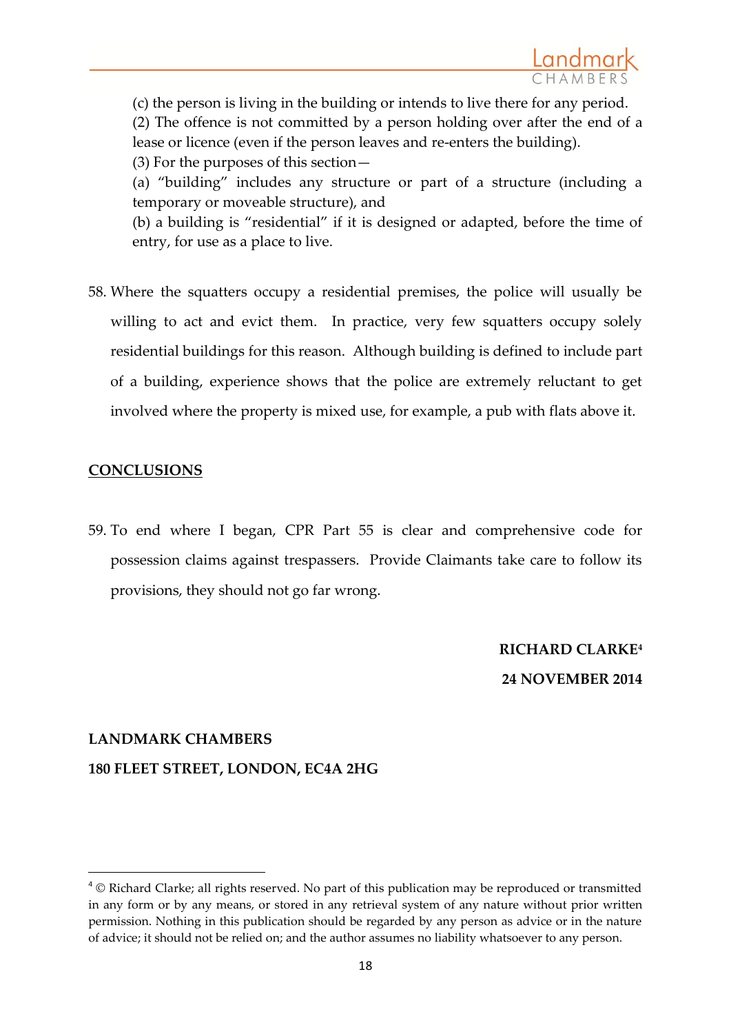(c) the person is living in the building or intends to live there for any period.

(2) The offence is not committed by a person holding over after the end of a lease or licence (even if the person leaves and re-enters the building).

(3) For the purposes of this section—

(a) "building" includes any structure or part of a structure (including a temporary or moveable structure), and

(b) a building is "residential" if it is designed or adapted, before the time of entry, for use as a place to live.

58. Where the squatters occupy a residential premises, the police will usually be willing to act and evict them. In practice, very few squatters occupy solely residential buildings for this reason. Although building is defined to include part of a building, experience shows that the police are extremely reluctant to get involved where the property is mixed use, for example, a pub with flats above it.

## CONCLUSIONS

59. To end where I began, CPR Part 55 is clear and comprehensive code for possession claims against trespassers. Provide Claimants take care to follow its provisions, they should not go far wrong.

**RICHARD CLARKE[4]**

**24 NOVEMBER 2014**

**LANDMARK CHAMBERS**

**180 FLEET STREET, LONDON, EC4A 2HG**

[4] © Richard Clarke; all rights reserved. No part of this publication may be reproduced or transmitted in any form or by any means, or stored in any retrieval system of any nature without prior written permission. Nothing in this publication should be regarded by any person as advice or in the nature of advice; it should not be relied on; and the author assumes no liability whatsoever to any person.